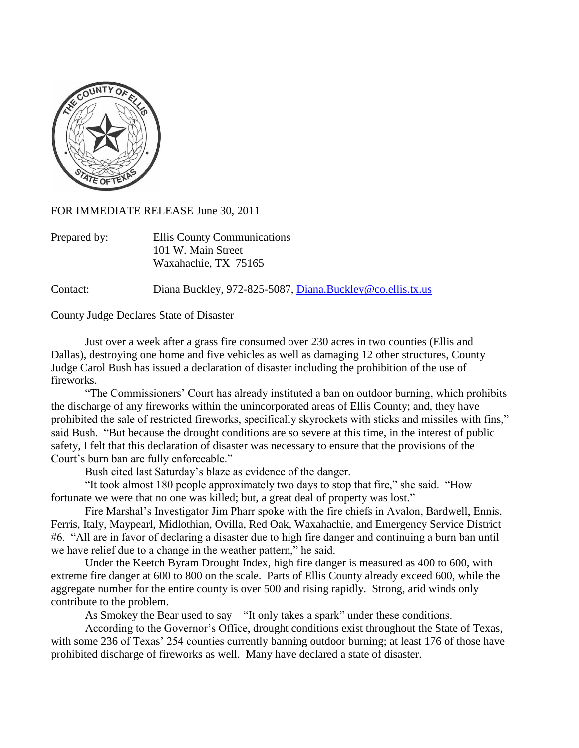FOR IMMEDIATE RELEASE June 30, 2011

Prepared by: Ellis County Communications
101 W. Main Street
Waxahachie, TX 75165

Contact: Diana Buckley, 972-825-5087, Diana.Buckley@co.ellis.tx.us

County Judge Declares State of Disaster

Just over a week after a grass fire consumed over 230 acres in two counties (Ellis and Dallas), destroying one home and five vehicles as well as damaging 12 other structures, County Judge Carol Bush has issued a declaration of disaster including the prohibition of the use of fireworks.

"The Commissioners' Court has already instituted a ban on outdoor burning, which prohibits the discharge of any fireworks within the unincorporated areas of Ellis County; and, they have prohibited the sale of restricted fireworks, specifically skyrockets with sticks and missiles with fins," said Bush. "But because the drought conditions are so severe at this time, in the interest of public safety, I felt that this declaration of disaster was necessary to ensure that the provisions of the Court's burn ban are fully enforceable."

Bush cited last Saturday's blaze as evidence of the danger.

"It took almost 180 people approximately two days to stop that fire," she said. "How fortunate we were that no one was killed; but, a great deal of property was lost."

Fire Marshal's Investigator Jim Pharr spoke with the fire chiefs in Avalon, Bardwell, Ennis, Ferris, Italy, Maypearl, Midlothian, Ovilla, Red Oak, Waxahachie, and Emergency Service District #6. "All are in favor of declaring a disaster due to high fire danger and continuing a burn ban until we have relief due to a change in the weather pattern," he said.

Under the Keetch Byram Drought Index, high fire danger is measured as 400 to 600, with extreme fire danger at 600 to 800 on the scale. Parts of Ellis County already exceed 600, while the aggregate number for the entire county is over 500 and rising rapidly. Strong, arid winds only contribute to the problem.

As Smokey the Bear used to say – "It only takes a spark" under these conditions.

According to the Governor's Office, drought conditions exist throughout the State of Texas, with some 236 of Texas' 254 counties currently banning outdoor burning; at least 176 of those have prohibited discharge of fireworks as well. Many have declared a state of disaster.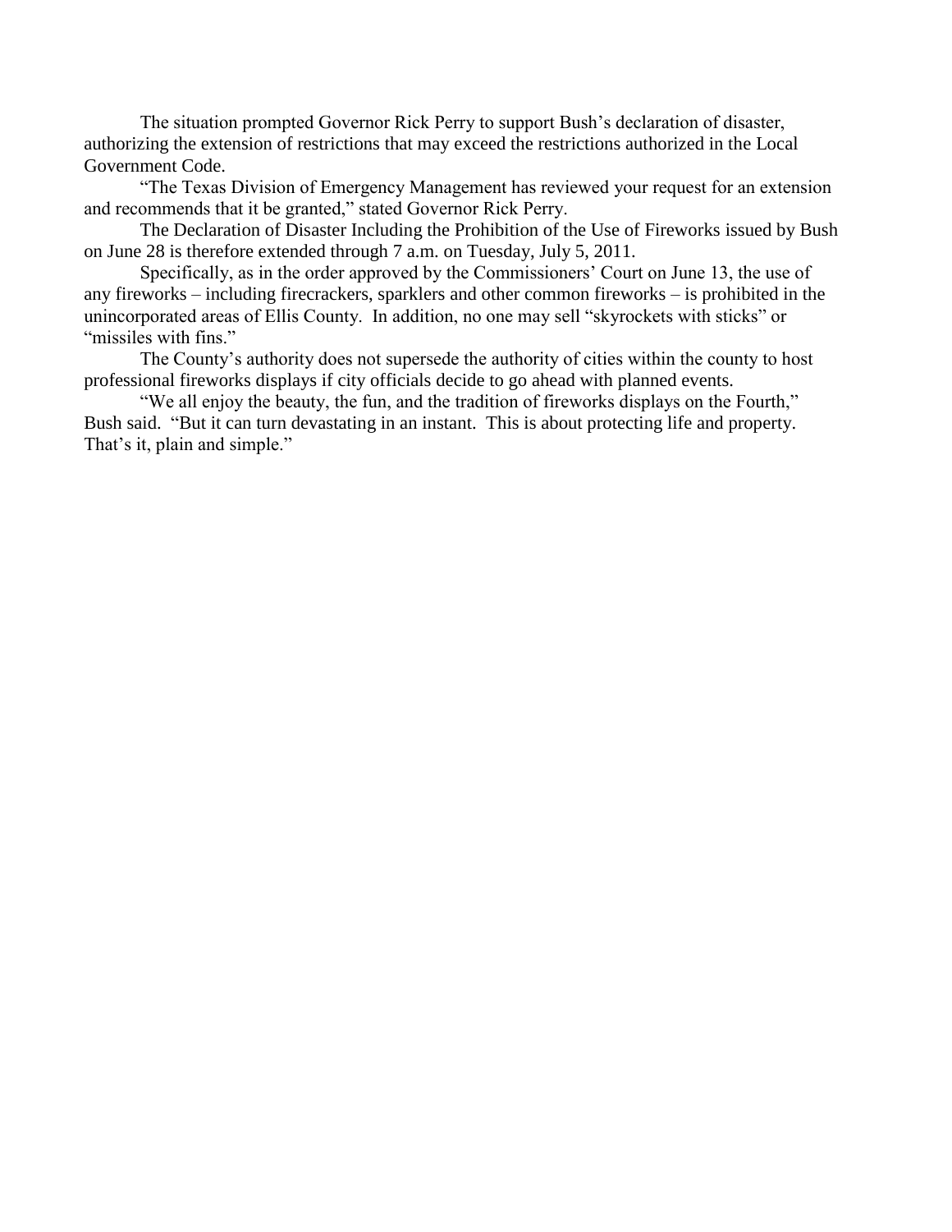The situation prompted Governor Rick Perry to support Bush's declaration of disaster, authorizing the extension of restrictions that may exceed the restrictions authorized in the Local Government Code.

"The Texas Division of Emergency Management has reviewed your request for an extension and recommends that it be granted," stated Governor Rick Perry.

The Declaration of Disaster Including the Prohibition of the Use of Fireworks issued by Bush on June 28 is therefore extended through 7 a.m. on Tuesday, July 5, 2011.

Specifically, as in the order approved by the Commissioners' Court on June 13, the use of any fireworks – including firecrackers, sparklers and other common fireworks – is prohibited in the unincorporated areas of Ellis County. In addition, no one may sell "skyrockets with sticks" or "missiles with fins."

The County's authority does not supersede the authority of cities within the county to host professional fireworks displays if city officials decide to go ahead with planned events.

"We all enjoy the beauty, the fun, and the tradition of fireworks displays on the Fourth," Bush said. "But it can turn devastating in an instant. This is about protecting life and property. That's it, plain and simple."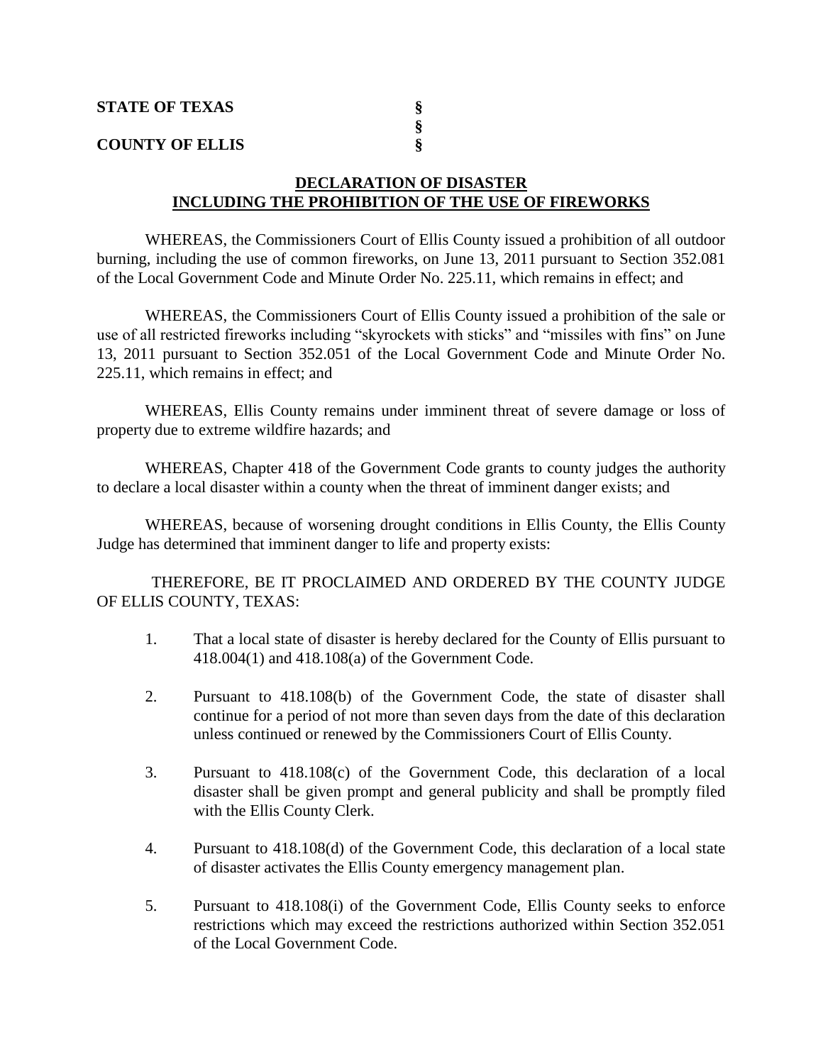**STATE OF TEXAS** §
§
**COUNTY OF ELLIS** §

## DECLARATION OF DISASTER INCLUDING THE PROHIBITION OF THE USE OF FIREWORKS

WHEREAS, the Commissioners Court of Ellis County issued a prohibition of all outdoor burning, including the use of common fireworks, on June 13, 2011 pursuant to Section 352.081 of the Local Government Code and Minute Order No. 225.11, which remains in effect; and

WHEREAS, the Commissioners Court of Ellis County issued a prohibition of the sale or use of all restricted fireworks including "skyrockets with sticks" and "missiles with fins" on June 13, 2011 pursuant to Section 352.051 of the Local Government Code and Minute Order No. 225.11, which remains in effect; and

WHEREAS, Ellis County remains under imminent threat of severe damage or loss of property due to extreme wildfire hazards; and

WHEREAS, Chapter 418 of the Government Code grants to county judges the authority to declare a local disaster within a county when the threat of imminent danger exists; and

WHEREAS, because of worsening drought conditions in Ellis County, the Ellis County Judge has determined that imminent danger to life and property exists:

THEREFORE, BE IT PROCLAIMED AND ORDERED BY THE COUNTY JUDGE OF ELLIS COUNTY, TEXAS:

1. That a local state of disaster is hereby declared for the County of Ellis pursuant to 418.004(1) and 418.108(a) of the Government Code.

2. Pursuant to 418.108(b) of the Government Code, the state of disaster shall continue for a period of not more than seven days from the date of this declaration unless continued or renewed by the Commissioners Court of Ellis County.

3. Pursuant to 418.108(c) of the Government Code, this declaration of a local disaster shall be given prompt and general publicity and shall be promptly filed with the Ellis County Clerk.

4. Pursuant to 418.108(d) of the Government Code, this declaration of a local state of disaster activates the Ellis County emergency management plan.

5. Pursuant to 418.108(i) of the Government Code, Ellis County seeks to enforce restrictions which may exceed the restrictions authorized within Section 352.051 of the Local Government Code.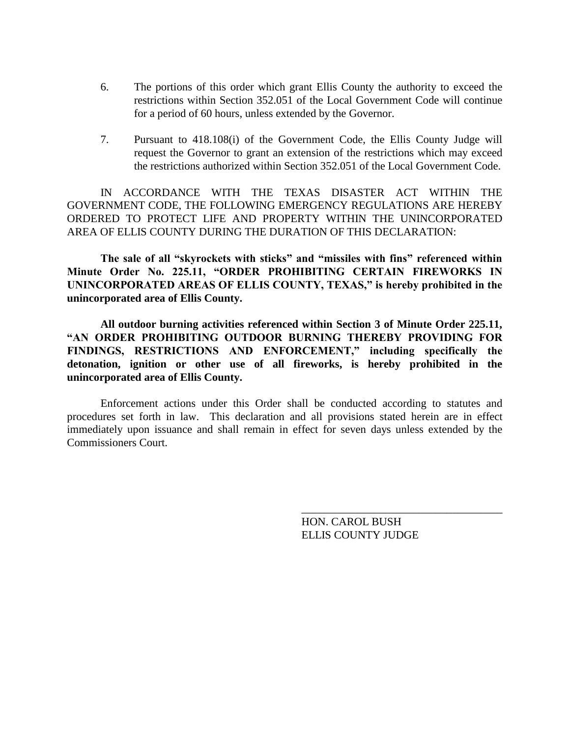6. The portions of this order which grant Ellis County the authority to exceed the restrictions within Section 352.051 of the Local Government Code will continue for a period of 60 hours, unless extended by the Governor.

7. Pursuant to 418.108(i) of the Government Code, the Ellis County Judge will request the Governor to grant an extension of the restrictions which may exceed the restrictions authorized within Section 352.051 of the Local Government Code.

IN ACCORDANCE WITH THE TEXAS DISASTER ACT WITHIN THE GOVERNMENT CODE, THE FOLLOWING EMERGENCY REGULATIONS ARE HEREBY ORDERED TO PROTECT LIFE AND PROPERTY WITHIN THE UNINCORPORATED AREA OF ELLIS COUNTY DURING THE DURATION OF THIS DECLARATION:

**The sale of all "skyrockets with sticks" and "missiles with fins" referenced within Minute Order No. 225.11, "ORDER PROHIBITING CERTAIN FIREWORKS IN UNINCORPORATED AREAS OF ELLIS COUNTY, TEXAS," is hereby prohibited in the unincorporated area of Ellis County.**

**All outdoor burning activities referenced within Section 3 of Minute Order 225.11, "AN ORDER PROHIBITING OUTDOOR BURNING THEREBY PROVIDING FOR FINDINGS, RESTRICTIONS AND ENFORCEMENT," including specifically the detonation, ignition or other use of all fireworks, is hereby prohibited in the unincorporated area of Ellis County.**

Enforcement actions under this Order shall be conducted according to statutes and procedures set forth in law. This declaration and all provisions stated herein are in effect immediately upon issuance and shall remain in effect for seven days unless extended by the Commissioners Court.

\_\_\_\_\_\_\_\_\_\_\_\_\_\_\_\_\_\_\_\_\_\_\_\_\_\_\_\_\_\_\_\_\_\_\_\_

HON. CAROL BUSH
ELLIS COUNTY JUDGE